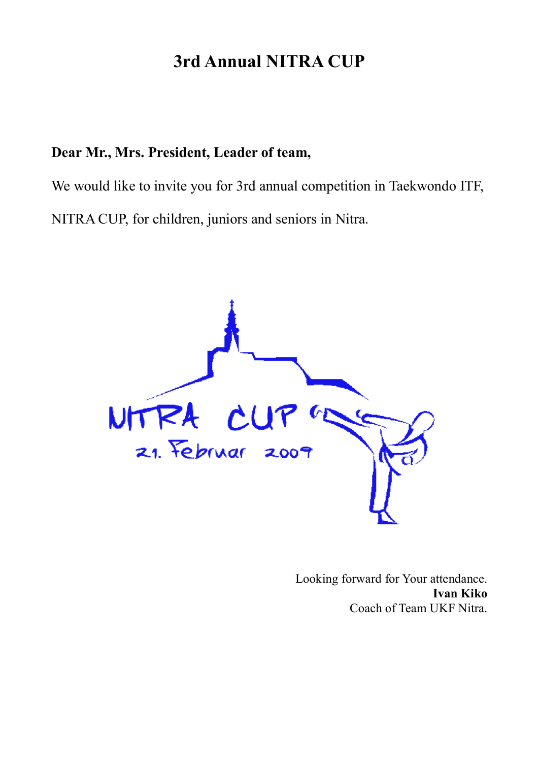# 3rd Annual NITRA CUP

**Dear Mr., Mrs. President, Leader of team,**

We would like to invite you for 3rd annual competition in Taekwondo ITF, NITRA CUP, for children, juniors and seniors in Nitra.

Looking forward for Your attendance.
**Ivan Kiko**
Coach of Team UKF Nitra.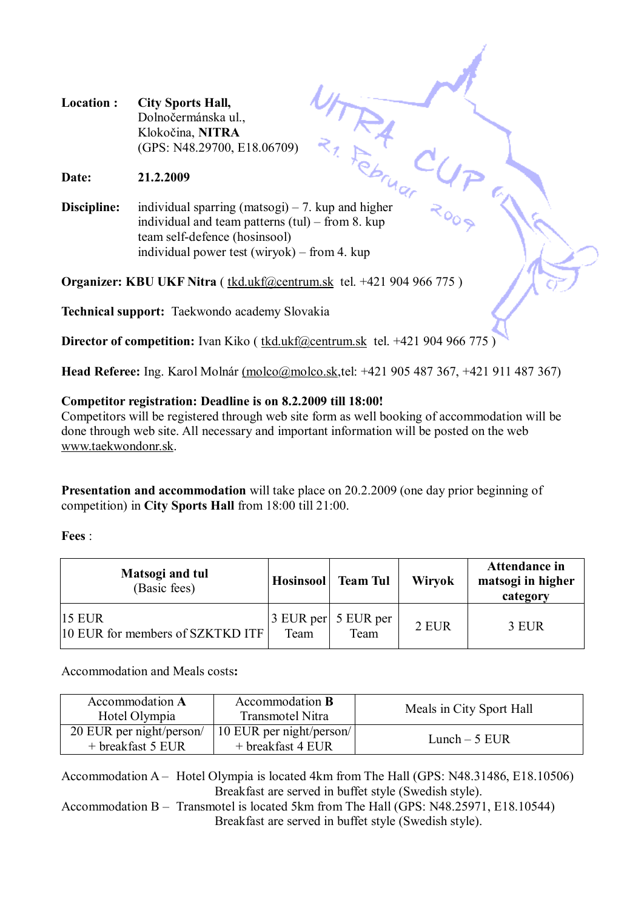**Location :** **City Sports Hall,**
Dolnočermánska ul.,
Klokočina, **NITRA**
(GPS: N48.29700, E18.06709)

**Date:** **21.2.2009**

**Discipline:** individual sparring (matsogi) – 7. kup and higher
individual and team patterns (tul) – from 8. kup
team self-defence (hosinsool)
individual power test (wiryok) – from 4. kup

**Organizer: KBU UKF Nitra** ( tkd.ukf@centrum.sk tel. +421 904 966 775 )

**Technical support:** Taekwondo academy Slovakia

**Director of competition:** Ivan Kiko ( tkd.ukf@centrum.sk tel. +421 904 966 775 )

**Head Referee:** Ing. Karol Molnár (molco@molco.sk,tel: +421 905 487 367, +421 911 487 367)

**Competitor registration: Deadline is on 8.2.2009 till 18:00!**
Competitors will be registered through web site form as well booking of accommodation will be done through web site. All necessary and important information will be posted on the web www.taekwondonr.sk.

**Presentation and accommodation** will take place on 20.2.2009 (one day prior beginning of competition) in **City Sports Hall** from 18:00 till 21:00.

**Fees** :

| **Matsogi and tul** (Basic fees) | **Hosinsool** | **Team Tul** | **Wiryok** | **Attendance in matsogi in higher category** |
|---|---|---|---|---|
| 15 EUR<br>10 EUR for members of SZKTKD ITF | 3 EUR per Team | 5 EUR per Team | 2 EUR | 3 EUR |

Accommodation and Meals costs**:**

| Accommodation **A** Hotel Olympia | Accommodation **B** Transmotel Nitra | Meals in City Sport Hall |
|---|---|---|
| 20 EUR per night/person/ + breakfast 5 EUR | 10 EUR per night/person/ + breakfast 4 EUR | Lunch – 5 EUR |

Accommodation A – Hotel Olympia is located 4km from The Hall (GPS: N48.31486, E18.10506) Breakfast are served in buffet style (Swedish style).
Accommodation B – Transmotel is located 5km from The Hall (GPS: N48.25971, E18.10544) Breakfast are served in buffet style (Swedish style).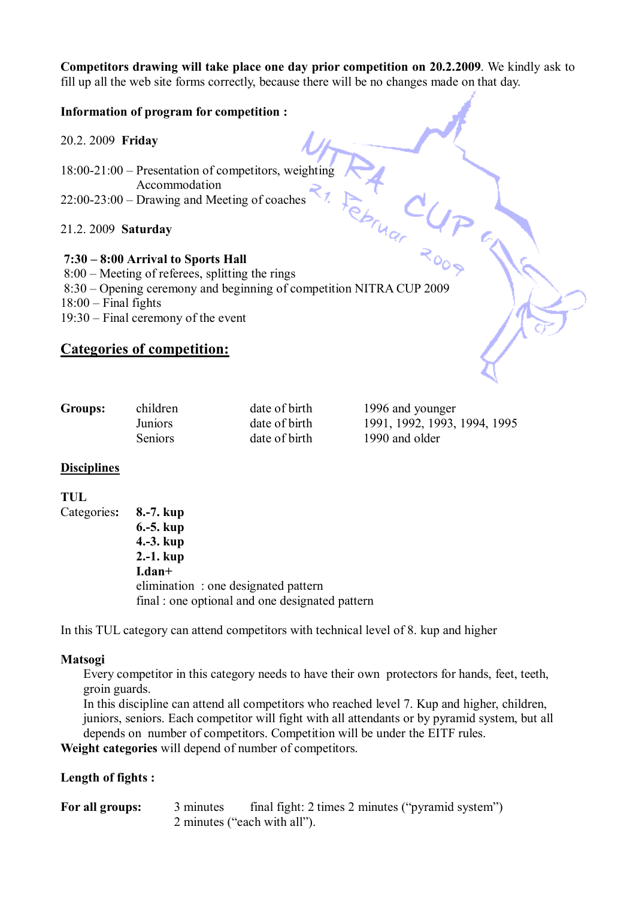**Competitors drawing will take place one day prior competition on 20.2.2009**. We kindly ask to fill up all the web site forms correctly, because there will be no changes made on that day.

**Information of program for competition :**

20.2. 2009 **Friday**

18:00-21:00 – Presentation of competitors, weighting
Accommodation
22:00-23:00 – Drawing and Meeting of coaches

21.2. 2009 **Saturday**

**7:30 – 8:00 Arrival to Sports Hall**
8:00 – Meeting of referees, splitting the rings
8:30 – Opening ceremony and beginning of competition NITRA CUP 2009
18:00 – Final fights
19:30 – Final ceremony of the event

## Categories of competition:

| **Groups:** | children | date of birth | 1996 and younger |
|---|---|---|---|
| | Juniors | date of birth | 1991, 1992, 1993, 1994, 1995 |
| | Seniors | date of birth | 1990 and older |

### Disciplines

**TUL**

Categories**:**
- **8.-7. kup**
- **6.-5. kup**
- **4.-3. kup**
- **2.-1. kup**
- **I.dan+**

elimination : one designated pattern
final : one optional and one designated pattern

In this TUL category can attend competitors with technical level of 8. kup and higher

**Matsogi**

Every competitor in this category needs to have their own protectors for hands, feet, teeth, groin guards.
In this discipline can attend all competitors who reached level 7. Kup and higher, children, juniors, seniors. Each competitor will fight with all attendants or by pyramid system, but all depends on number of competitors. Competition will be under the EITF rules.

**Weight categories** will depend of number of competitors.

**Length of fights :**

**For all groups:** 3 minutes final fight: 2 times 2 minutes ("pyramid system")
2 minutes ("each with all").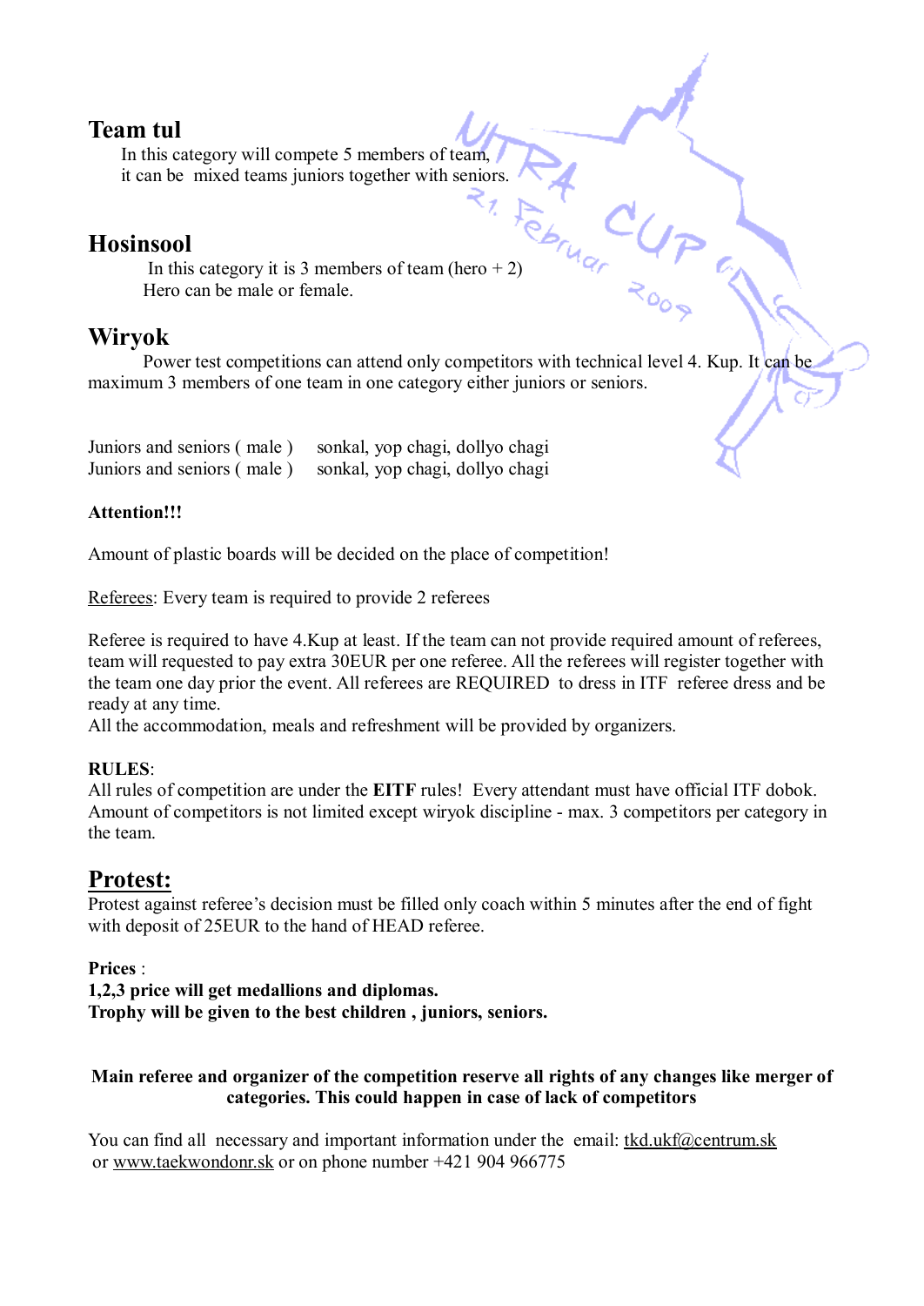## Team tul

In this category will compete 5 members of team, it can be mixed teams juniors together with seniors.

## Hosinsool

In this category it is 3 members of team (hero + 2)
Hero can be male or female.

## Wiryok

Power test competitions can attend only competitors with technical level 4. Kup. It can be maximum 3 members of one team in one category either juniors or seniors.

| | |
|---|---|
| Juniors and seniors ( male ) | sonkal, yop chagi, dollyo chagi |
| Juniors and seniors ( male ) | sonkal, yop chagi, dollyo chagi |

**Attention!!!**

Amount of plastic boards will be decided on the place of competition!

Referees: Every team is required to provide 2 referees

Referee is required to have 4.Kup at least. If the team can not provide required amount of referees, team will requested to pay extra 30EUR per one referee. All the referees will register together with the team one day prior the event. All referees are REQUIRED to dress in ITF referee dress and be ready at any time.
All the accommodation, meals and refreshment will be provided by organizers.

**RULES**:
All rules of competition are under the **EITF** rules! Every attendant must have official ITF dobok. Amount of competitors is not limited except wiryok discipline - max. 3 competitors per category in the team.

## Protest:

Protest against referee's decision must be filled only coach within 5 minutes after the end of fight with deposit of 25EUR to the hand of HEAD referee.

**Prices** :
**1,2,3 price will get medallions and diplomas.**
**Trophy will be given to the best children , juniors, seniors.**

**Main referee and organizer of the competition reserve all rights of any changes like merger of categories. This could happen in case of lack of competitors**

You can find all necessary and important information under the email: tkd.ukf@centrum.sk or www.taekwondonr.sk or on phone number +421 904 966775